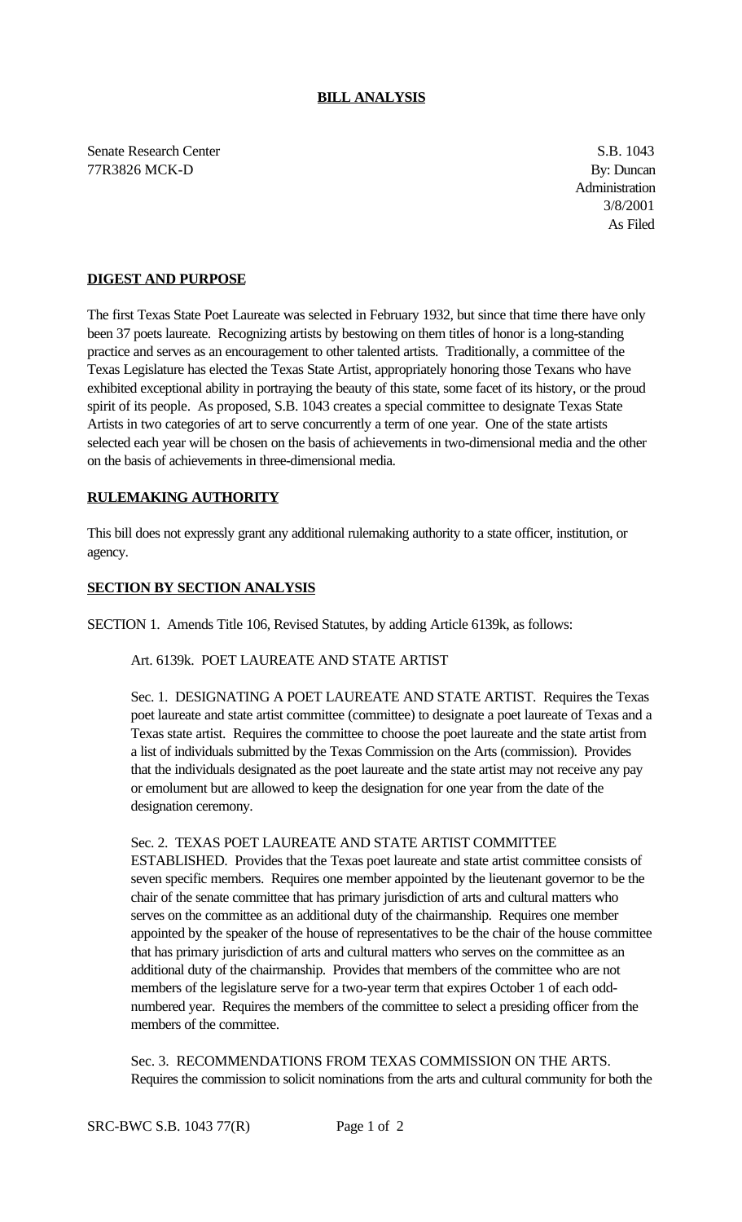**BILL ANALYSIS**

Senate Research Center
77R3826 MCK-D

S.B. 1043
By: Duncan
Administration
3/8/2001
As Filed

**DIGEST AND PURPOSE**

The first Texas State Poet Laureate was selected in February 1932, but since that time there have only been 37 poets laureate. Recognizing artists by bestowing on them titles of honor is a long-standing practice and serves as an encouragement to other talented artists. Traditionally, a committee of the Texas Legislature has elected the Texas State Artist, appropriately honoring those Texans who have exhibited exceptional ability in portraying the beauty of this state, some facet of its history, or the proud spirit of its people. As proposed, S.B. 1043 creates a special committee to designate Texas State Artists in two categories of art to serve concurrently a term of one year. One of the state artists selected each year will be chosen on the basis of achievements in two-dimensional media and the other on the basis of achievements in three-dimensional media.

**RULEMAKING AUTHORITY**

This bill does not expressly grant any additional rulemaking authority to a state officer, institution, or agency.

**SECTION BY SECTION ANALYSIS**

SECTION 1. Amends Title 106, Revised Statutes, by adding Article 6139k, as follows:

Art. 6139k. POET LAUREATE AND STATE ARTIST

Sec. 1. DESIGNATING A POET LAUREATE AND STATE ARTIST. Requires the Texas poet laureate and state artist committee (committee) to designate a poet laureate of Texas and a Texas state artist. Requires the committee to choose the poet laureate and the state artist from a list of individuals submitted by the Texas Commission on the Arts (commission). Provides that the individuals designated as the poet laureate and the state artist may not receive any pay or emolument but are allowed to keep the designation for one year from the date of the designation ceremony.

Sec. 2. TEXAS POET LAUREATE AND STATE ARTIST COMMITTEE ESTABLISHED. Provides that the Texas poet laureate and state artist committee consists of seven specific members. Requires one member appointed by the lieutenant governor to be the chair of the senate committee that has primary jurisdiction of arts and cultural matters who serves on the committee as an additional duty of the chairmanship. Requires one member appointed by the speaker of the house of representatives to be the chair of the house committee that has primary jurisdiction of arts and cultural matters who serves on the committee as an additional duty of the chairmanship. Provides that members of the committee who are not members of the legislature serve for a two-year term that expires October 1 of each odd-numbered year. Requires the members of the committee to select a presiding officer from the members of the committee.

Sec. 3. RECOMMENDATIONS FROM TEXAS COMMISSION ON THE ARTS. Requires the commission to solicit nominations from the arts and cultural community for both the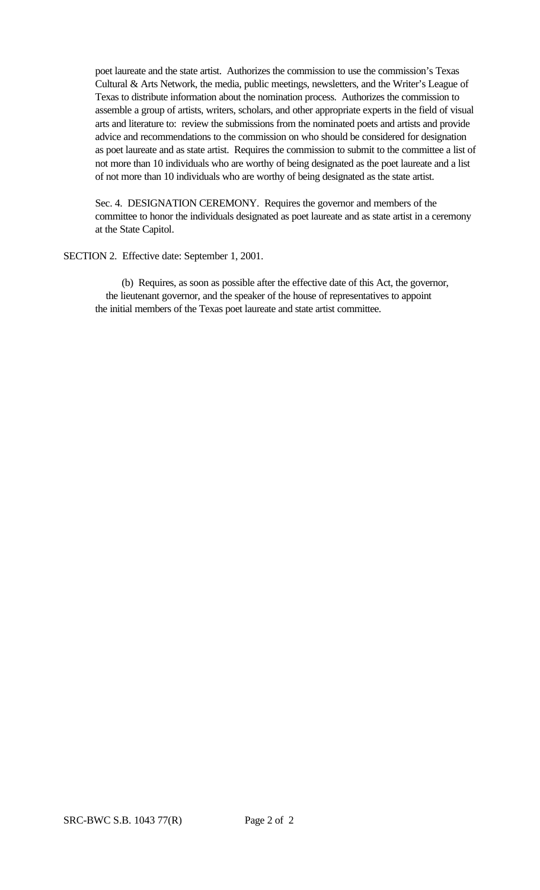poet laureate and the state artist. Authorizes the commission to use the commission's Texas Cultural & Arts Network, the media, public meetings, newsletters, and the Writer's League of Texas to distribute information about the nomination process. Authorizes the commission to assemble a group of artists, writers, scholars, and other appropriate experts in the field of visual arts and literature to: review the submissions from the nominated poets and artists and provide advice and recommendations to the commission on who should be considered for designation as poet laureate and as state artist. Requires the commission to submit to the committee a list of not more than 10 individuals who are worthy of being designated as the poet laureate and a list of not more than 10 individuals who are worthy of being designated as the state artist.

Sec. 4. DESIGNATION CEREMONY. Requires the governor and members of the committee to honor the individuals designated as poet laureate and as state artist in a ceremony at the State Capitol.

SECTION 2. Effective date: September 1, 2001.

(b) Requires, as soon as possible after the effective date of this Act, the governor, the lieutenant governor, and the speaker of the house of representatives to appoint the initial members of the Texas poet laureate and state artist committee.

SRC-BWC S.B. 1043 77(R)